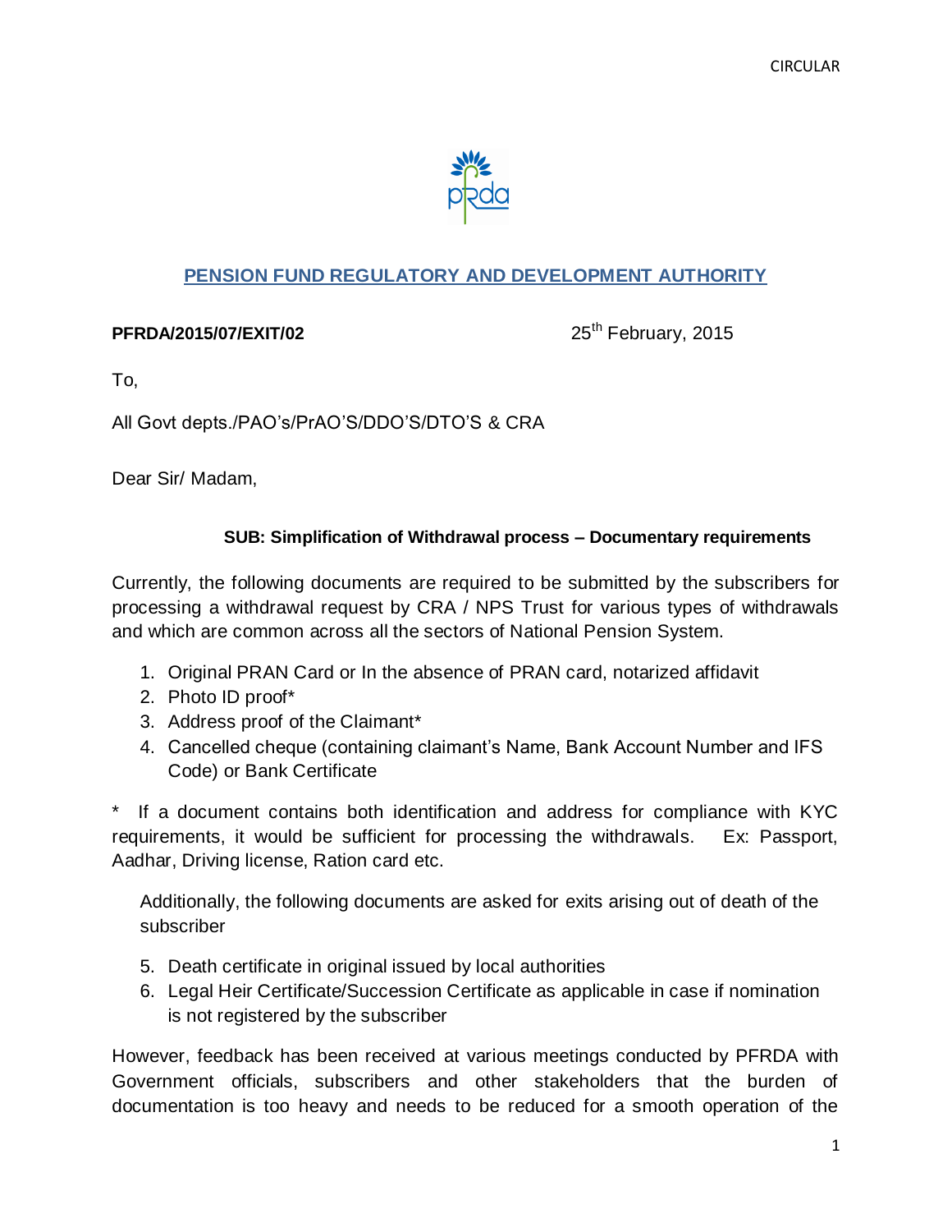CIRCULAR

## PENSION FUND REGULATORY AND DEVELOPMENT AUTHORITY

**PFRDA/2015/07/EXIT/02** 25th February, 2015

To,

All Govt depts./PAO's/PrAO'S/DDO'S/DTO'S & CRA

Dear Sir/ Madam,

**SUB: Simplification of Withdrawal process – Documentary requirements**

Currently, the following documents are required to be submitted by the subscribers for processing a withdrawal request by CRA / NPS Trust for various types of withdrawals and which are common across all the sectors of National Pension System.

1. Original PRAN Card or In the absence of PRAN card, notarized affidavit
2. Photo ID proof*
3. Address proof of the Claimant*
4. Cancelled cheque (containing claimant's Name, Bank Account Number and IFS Code) or Bank Certificate

\* If a document contains both identification and address for compliance with KYC requirements, it would be sufficient for processing the withdrawals. Ex: Passport, Aadhar, Driving license, Ration card etc.

Additionally, the following documents are asked for exits arising out of death of the subscriber

5. Death certificate in original issued by local authorities
6. Legal Heir Certificate/Succession Certificate as applicable in case if nomination is not registered by the subscriber

However, feedback has been received at various meetings conducted by PFRDA with Government officials, subscribers and other stakeholders that the burden of documentation is too heavy and needs to be reduced for a smooth operation of the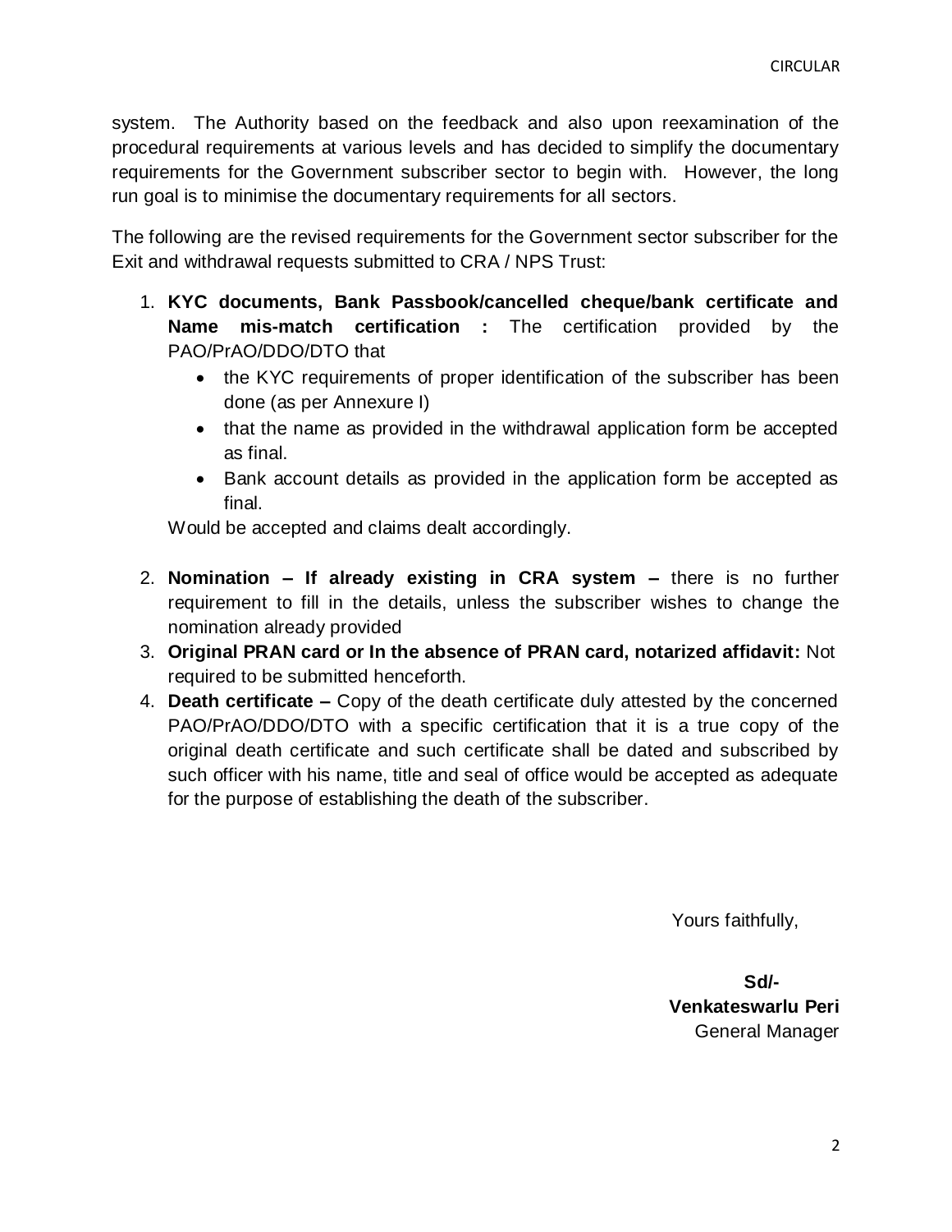system. The Authority based on the feedback and also upon reexamination of the procedural requirements at various levels and has decided to simplify the documentary requirements for the Government subscriber sector to begin with. However, the long run goal is to minimise the documentary requirements for all sectors.

The following are the revised requirements for the Government sector subscriber for the Exit and withdrawal requests submitted to CRA / NPS Trust:

1. **KYC documents, Bank Passbook/cancelled cheque/bank certificate and Name mis-match certification :** The certification provided by the PAO/PrAO/DDO/DTO that
   - the KYC requirements of proper identification of the subscriber has been done (as per Annexure I)
   - that the name as provided in the withdrawal application form be accepted as final.
   - Bank account details as provided in the application form be accepted as final.

   Would be accepted and claims dealt accordingly.

2. **Nomination – If already existing in CRA system –** there is no further requirement to fill in the details, unless the subscriber wishes to change the nomination already provided
3. **Original PRAN card or In the absence of PRAN card, notarized affidavit:** Not required to be submitted henceforth.
4. **Death certificate –** Copy of the death certificate duly attested by the concerned PAO/PrAO/DDO/DTO with a specific certification that it is a true copy of the original death certificate and such certificate shall be dated and subscribed by such officer with his name, title and seal of office would be accepted as adequate for the purpose of establishing the death of the subscriber.

Yours faithfully,

**Sd/-**
**Venkateswarlu Peri**
General Manager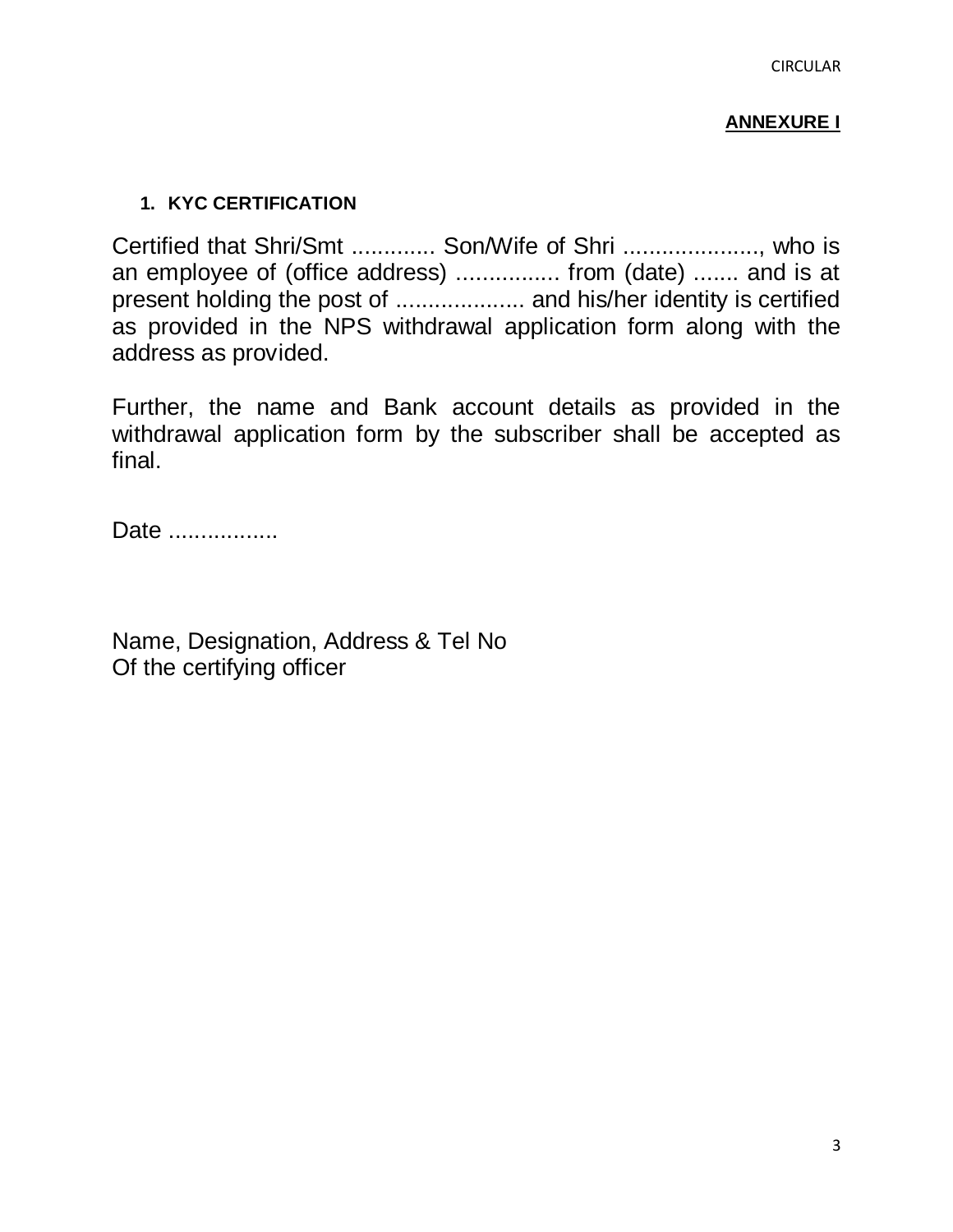**ANNEXURE I**

1. **KYC CERTIFICATION**

Certified that Shri/Smt ............. Son/Wife of Shri ....................., who is an employee of (office address) ................ from (date) ....... and is at present holding the post of .................... and his/her identity is certified as provided in the NPS withdrawal application form along with the address as provided.

Further, the name and Bank account details as provided in the withdrawal application form by the subscriber shall be accepted as final.

Date .................

Name, Designation, Address & Tel No
Of the certifying officer